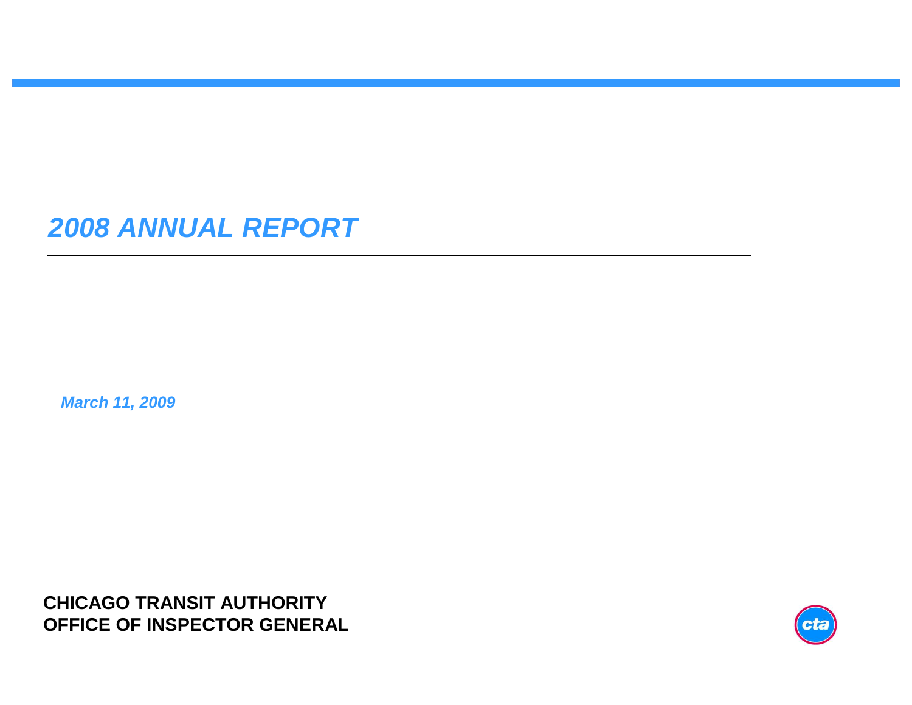# *2008 ANNUAL REPORT*

***March 11, 2009***

**CHICAGO TRANSIT AUTHORITY**
**OFFICE OF INSPECTOR GENERAL**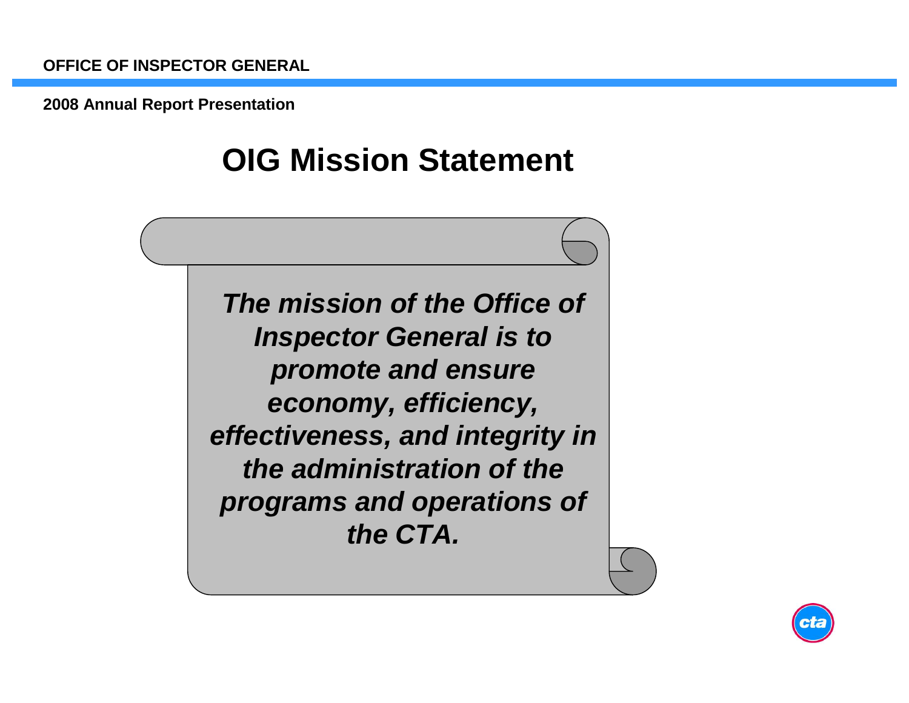# OIG Mission Statement

***The mission of the Office of Inspector General is to promote and ensure economy, efficiency, effectiveness, and integrity in the administration of the programs and operations of the CTA.***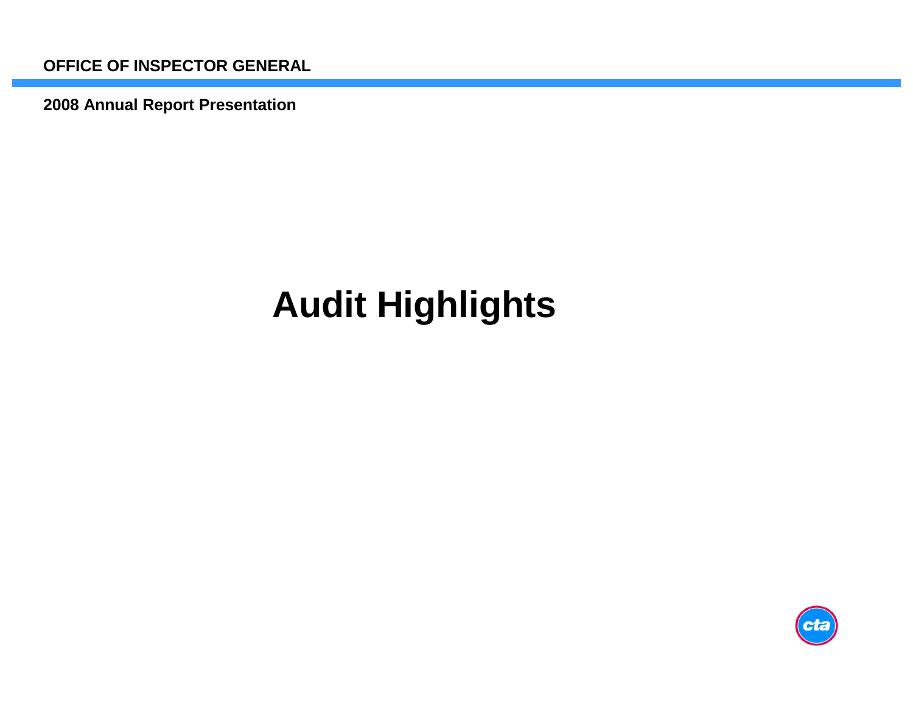# Audit Highlights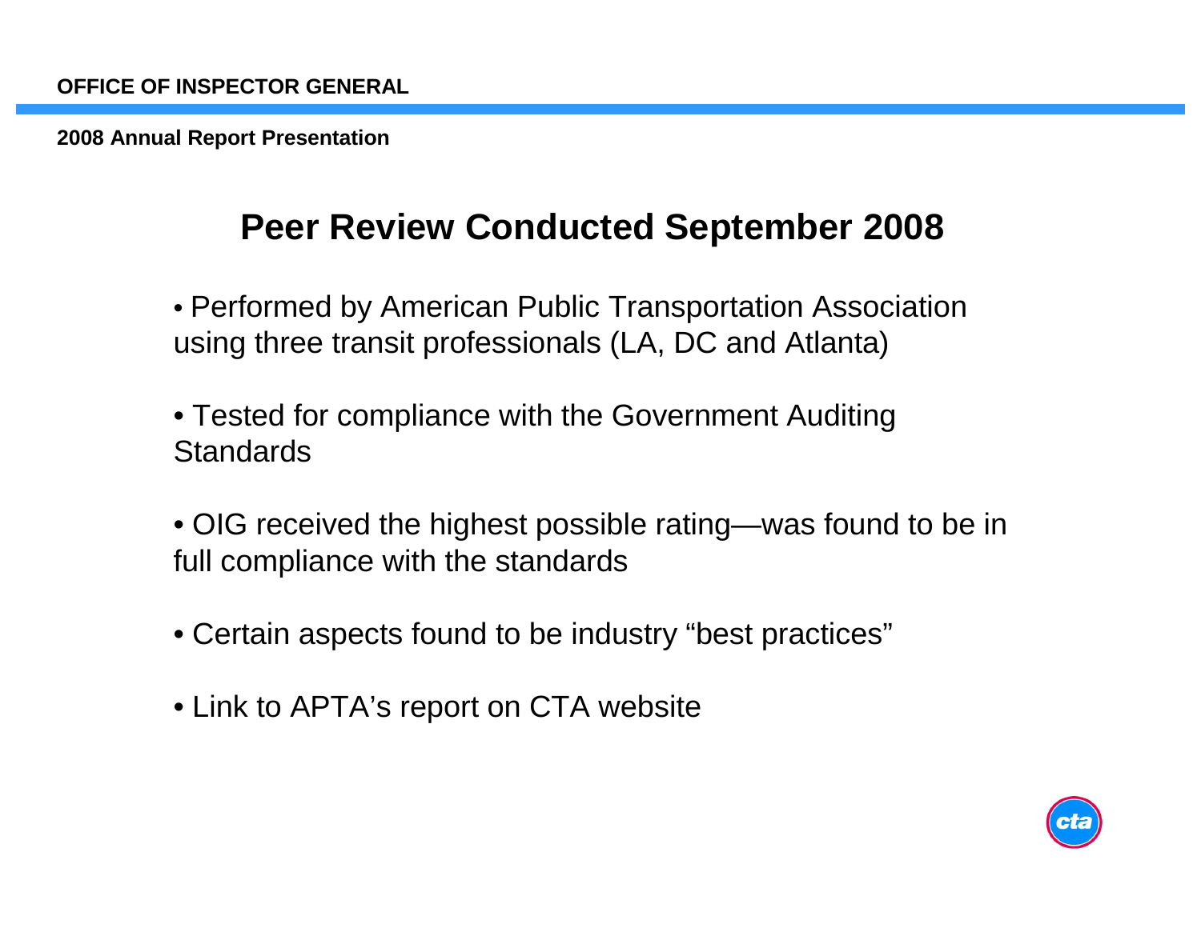## Peer Review Conducted September 2008

- Performed by American Public Transportation Association using three transit professionals (LA, DC and Atlanta)
- Tested for compliance with the Government Auditing Standards
- OIG received the highest possible rating—was found to be in full compliance with the standards
- Certain aspects found to be industry "best practices"
- Link to APTA's report on CTA website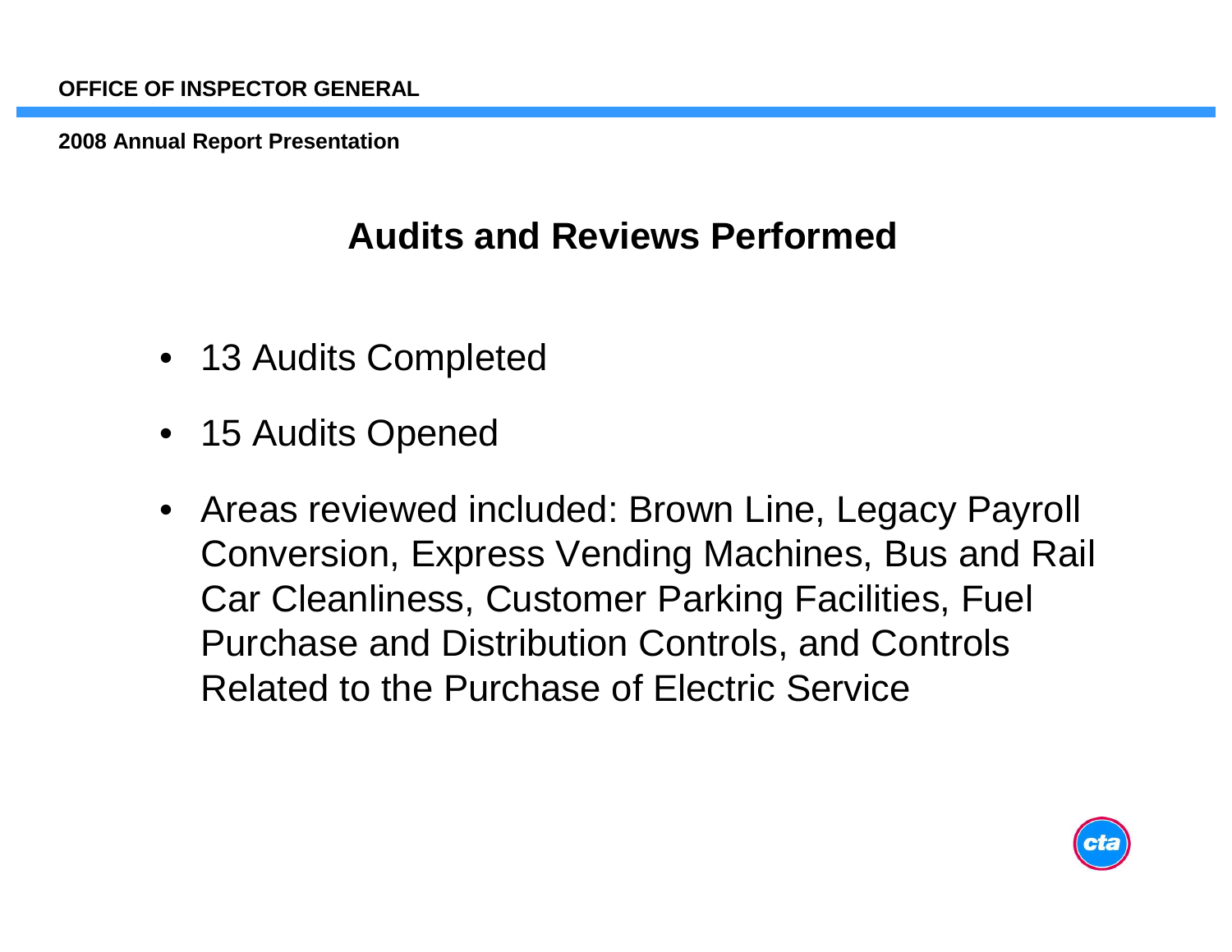## Audits and Reviews Performed

- 13 Audits Completed
- 15 Audits Opened
- Areas reviewed included: Brown Line, Legacy Payroll Conversion, Express Vending Machines, Bus and Rail Car Cleanliness, Customer Parking Facilities, Fuel Purchase and Distribution Controls, and Controls Related to the Purchase of Electric Service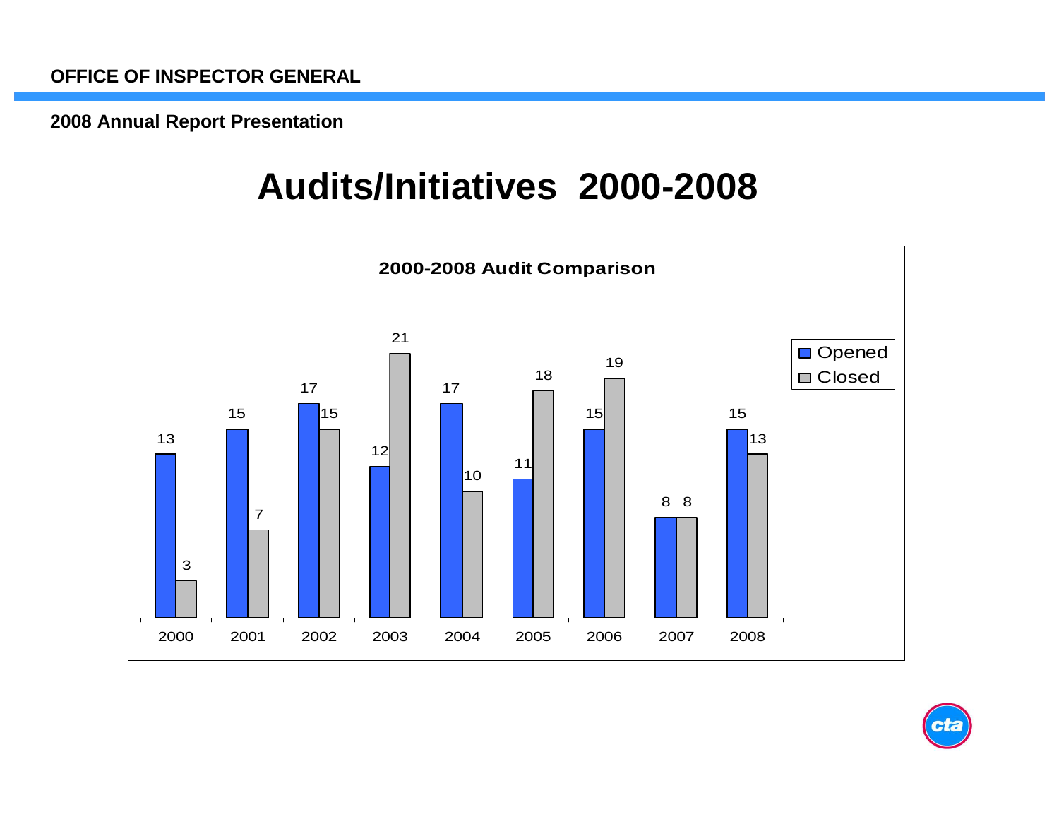OFFICE OF INSPECTOR GENERAL

2008 Annual Report Presentation

# Audits/Initiatives 2000-2008

**2000-2008 Audit Comparison**

| Year | Opened | Closed |
|---|---|---|
| 2000 | 13 | 3 |
| 2001 | 15 | 7 |
| 2002 | 17 | 15 |
| 2003 | 12 | 21 |
| 2004 | 17 | 10 |
| 2005 | 11 | 18 |
| 2006 | 15 | 19 |
| 2007 | 8 | 8 |
| 2008 | 15 | 13 |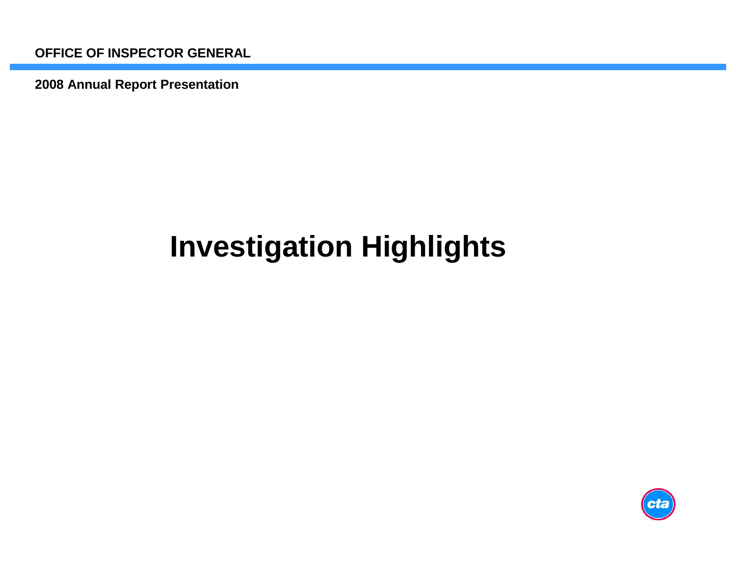# Investigation Highlights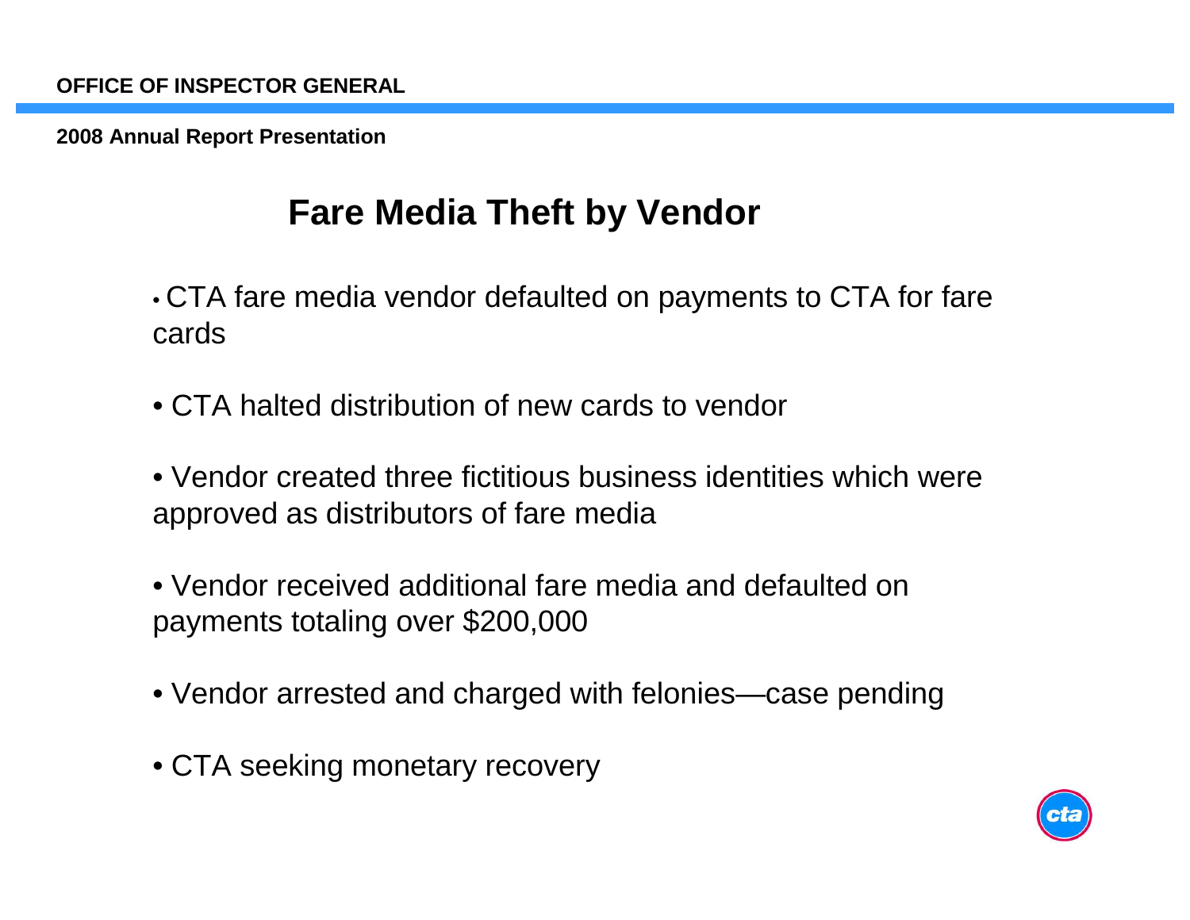# Fare Media Theft by Vendor

- CTA fare media vendor defaulted on payments to CTA for fare cards
- CTA halted distribution of new cards to vendor
- Vendor created three fictitious business identities which were approved as distributors of fare media
- Vendor received additional fare media and defaulted on payments totaling over $200,000
- Vendor arrested and charged with felonies—case pending
- CTA seeking monetary recovery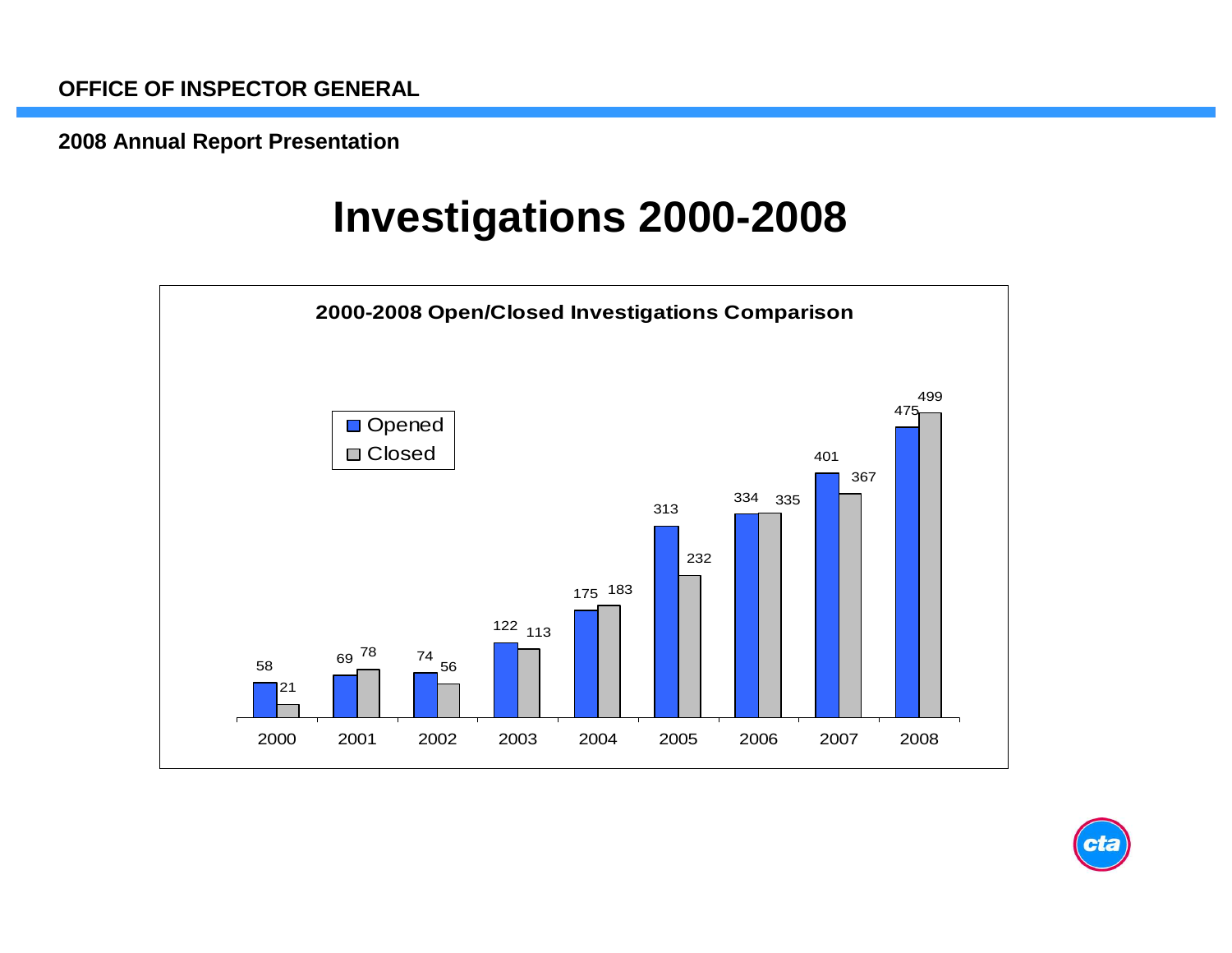OFFICE OF INSPECTOR GENERAL

2008 Annual Report Presentation

# Investigations 2000-2008

**2000-2008 Open/Closed Investigations Comparison**

| Year | Opened | Closed |
|---|---|---|
| 2000 | 58 | 21 |
| 2001 | 69 | 78 |
| 2002 | 74 | 56 |
| 2003 | 122 | 113 |
| 2004 | 175 | 183 |
| 2005 | 313 | 232 |
| 2006 | 334 | 335 |
| 2007 | 401 | 367 |
| 2008 | 475 | 499 |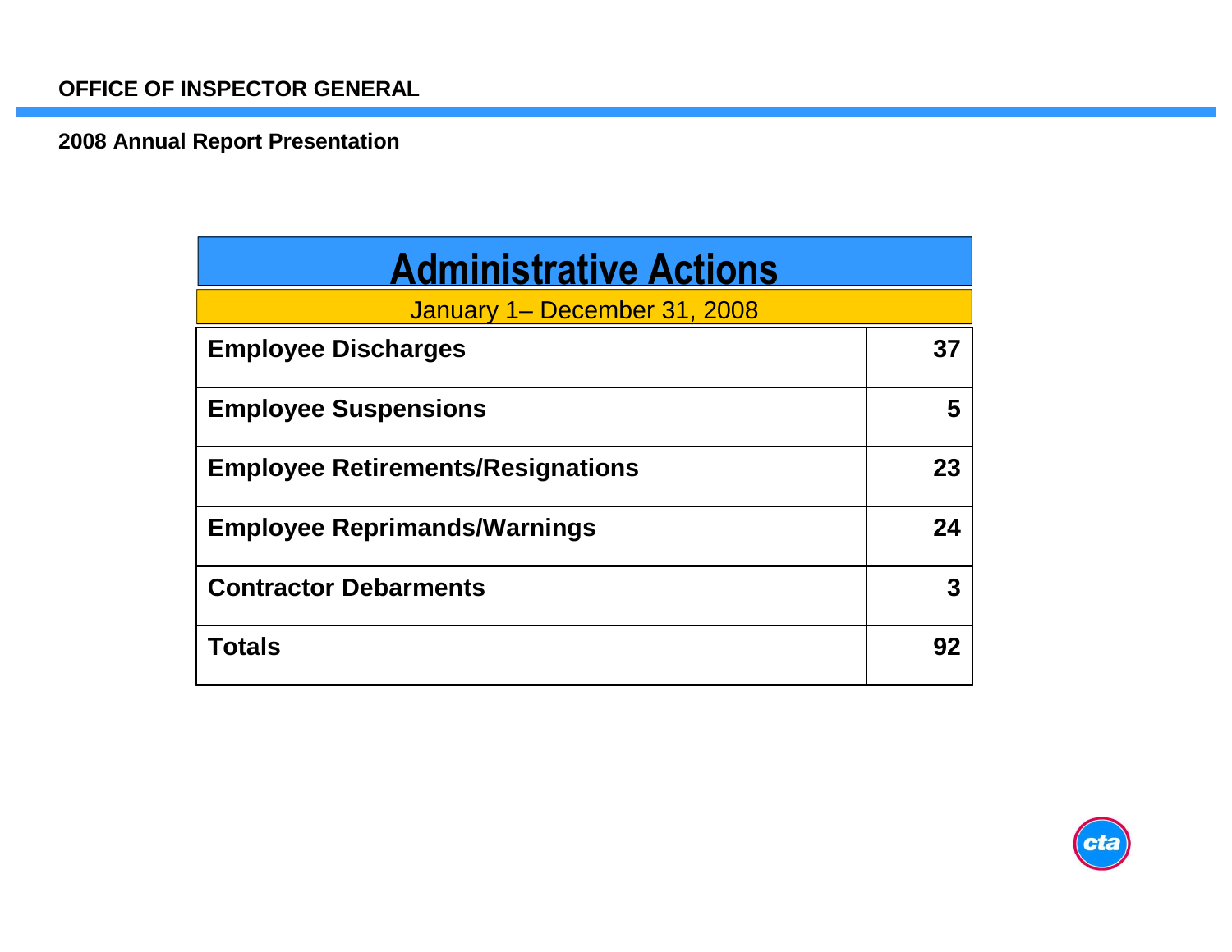**OFFICE OF INSPECTOR GENERAL**

**2008 Annual Report Presentation**

## Administrative Actions

January 1– December 31, 2008

| Action | Count |
| --- | --- |
| **Employee Discharges** | **37** |
| **Employee Suspensions** | **5** |
| **Employee Retirements/Resignations** | **23** |
| **Employee Reprimands/Warnings** | **24** |
| **Contractor Debarments** | **3** |
| **Totals** | **92** |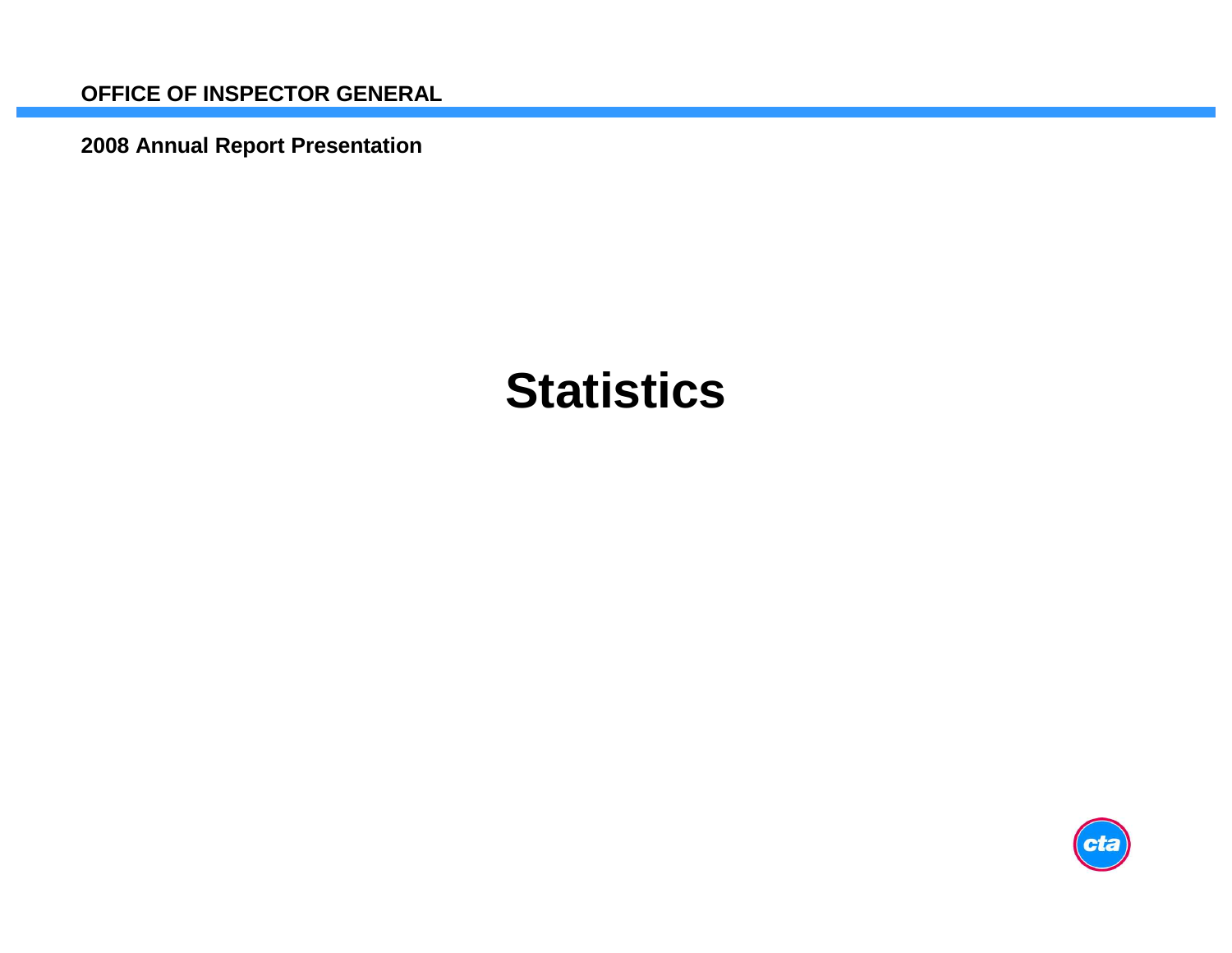# Statistics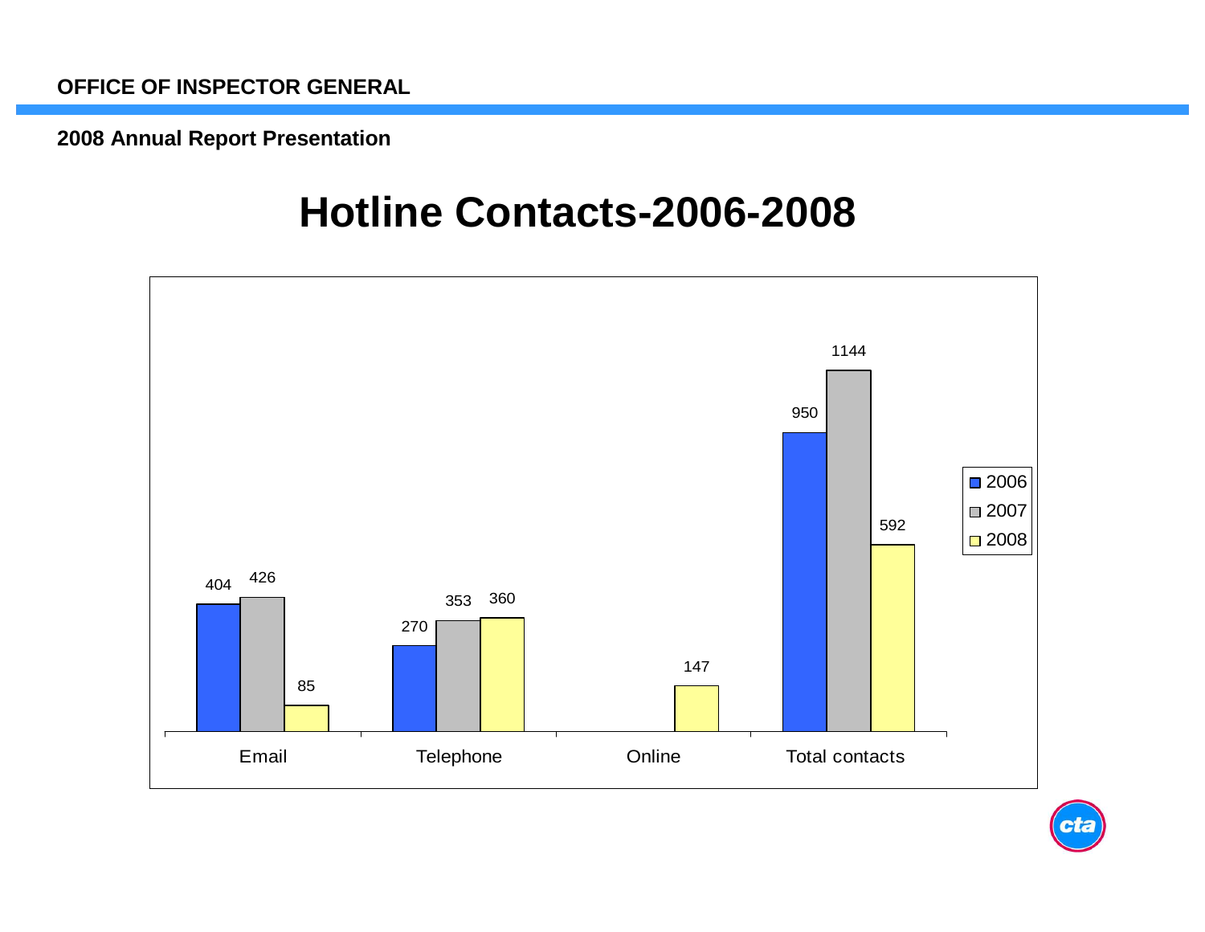OFFICE OF INSPECTOR GENERAL

2008 Annual Report Presentation

# Hotline Contacts-2006-2008

| | 2006 | 2007 | 2008 |
|---|---|---|---|
| Email | 404 | 426 | 85 |
| Telephone | 270 | 353 | 360 |
| Online | | | 147 |
| Total contacts | 950 | 1144 | 592 |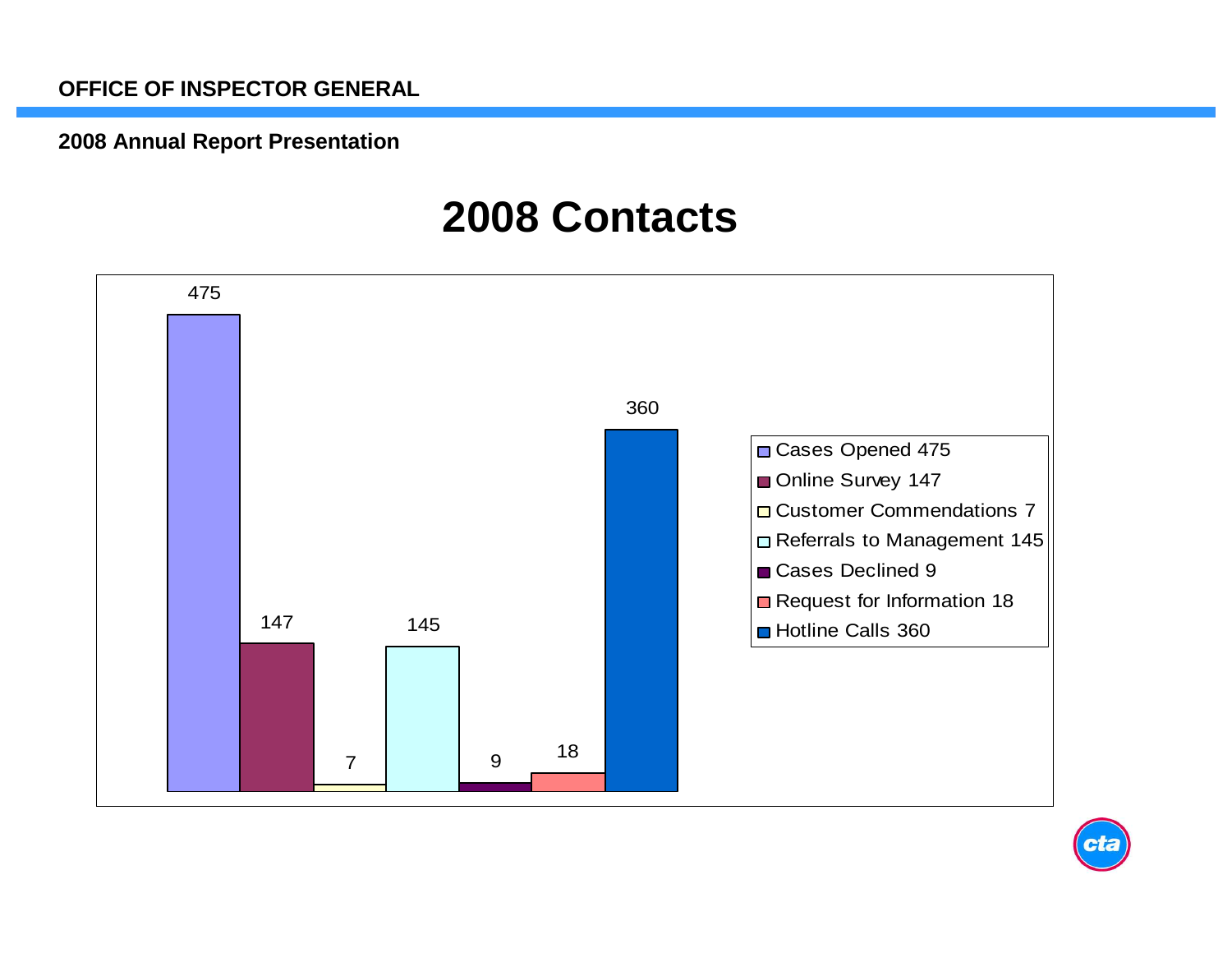OFFICE OF INSPECTOR GENERAL

2008 Annual Report Presentation

# 2008 Contacts

| Category | Count |
|---|---|
| Cases Opened | 475 |
| Online Survey | 147 |
| Customer Commendations | 7 |
| Referrals to Management | 145 |
| Cases Declined | 9 |
| Request for Information | 18 |
| Hotline Calls | 360 |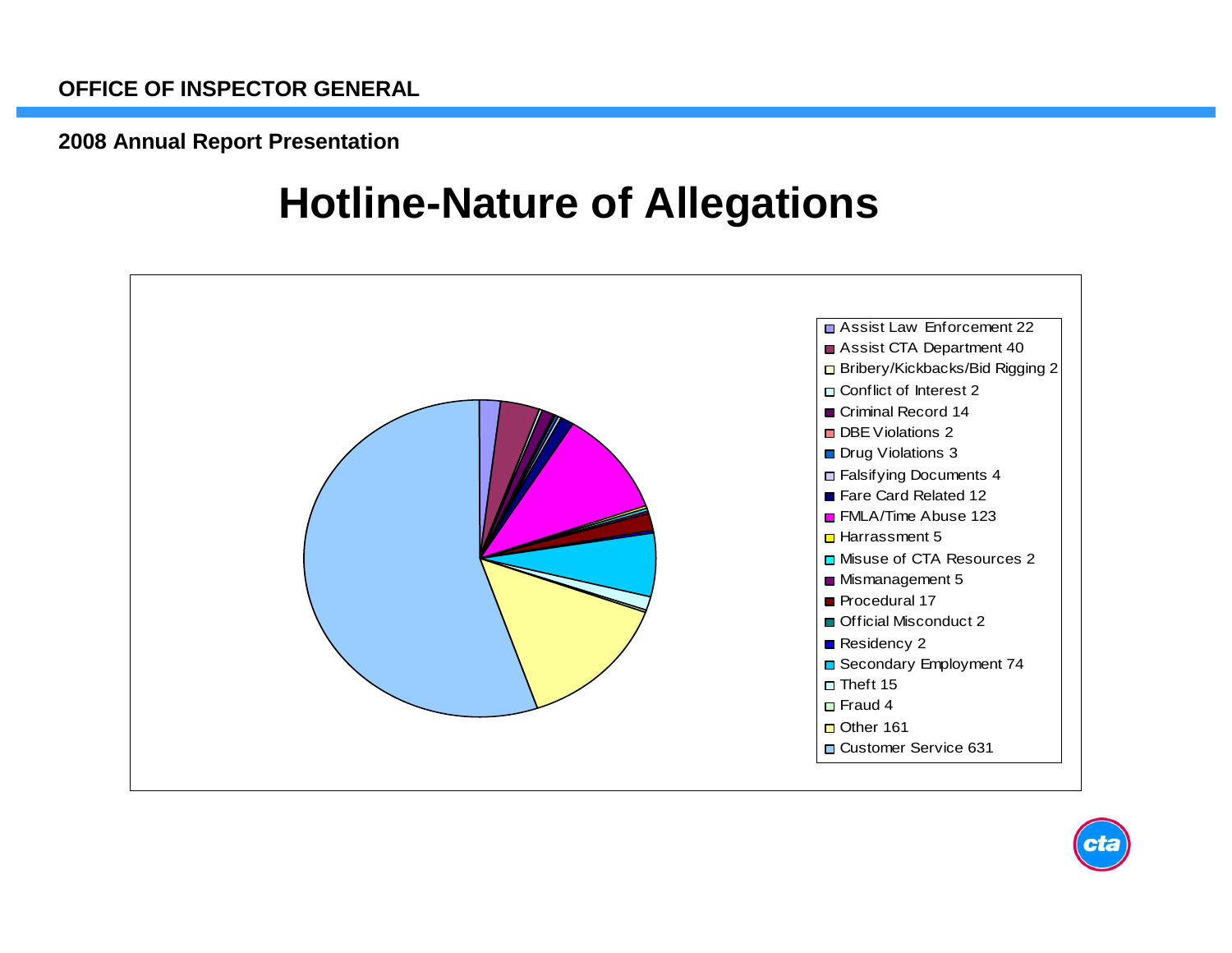**OFFICE OF INSPECTOR GENERAL**

**2008 Annual Report Presentation**

# Hotline-Nature of Allegations

- Assist Law Enforcement 22
- Assist CTA Department 40
- Bribery/Kickbacks/Bid Rigging 2
- Conflict of Interest 2
- Criminal Record 14
- DBE Violations 2
- Drug Violations 3
- Falsifying Documents 4
- Fare Card Related 12
- FMLA/Time Abuse 123
- Harrassment 5
- Misuse of CTA Resources 2
- Mismanagement 5
- Procedural 17
- Official Misconduct 2
- Residency 2
- Secondary Employment 74
- Theft 15
- Fraud 4
- Other 161
- Customer Service 631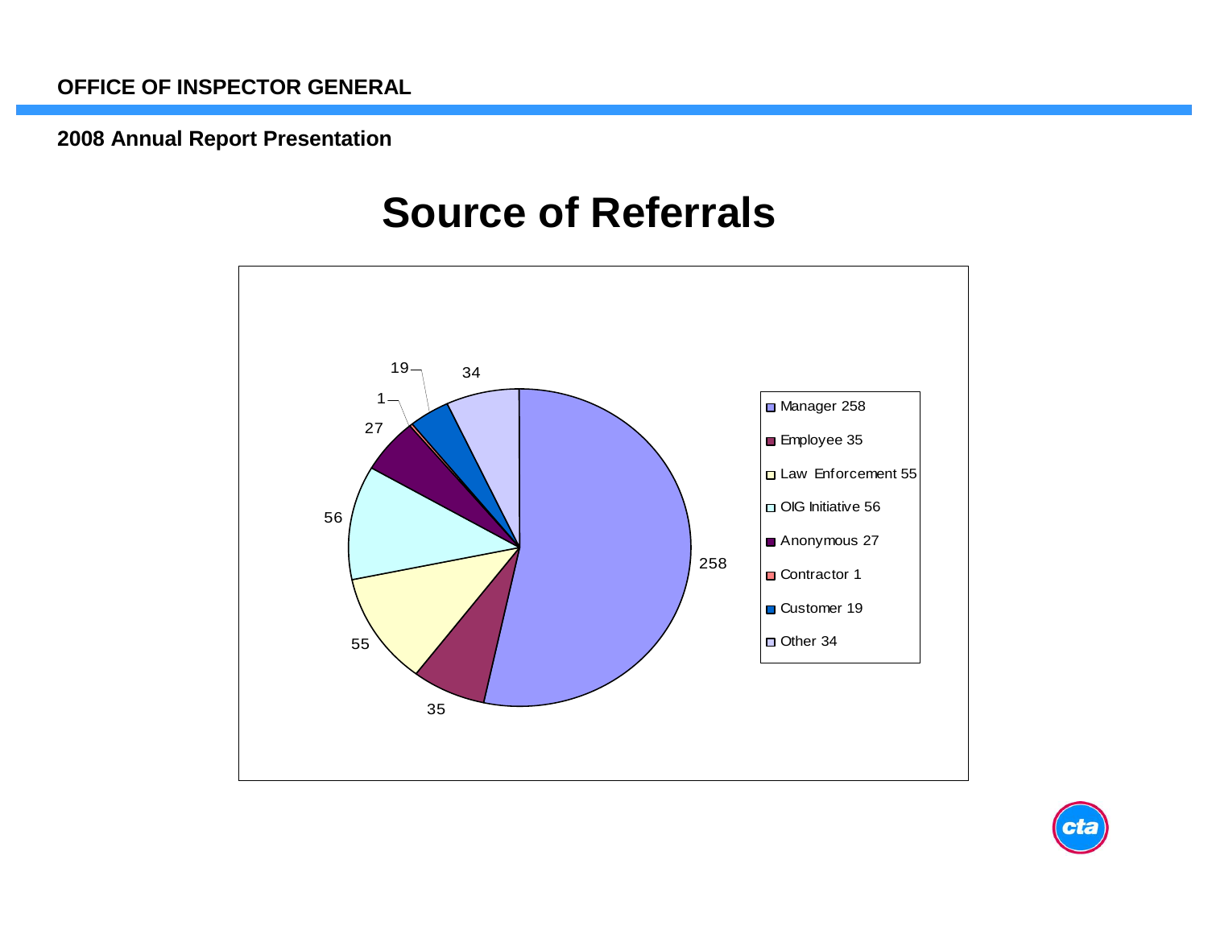**OFFICE OF INSPECTOR GENERAL**

**2008 Annual Report Presentation**

# Source of Referrals

| Source | Referrals |
|---|---|
| Manager | 258 |
| Employee | 35 |
| Law Enforcement | 55 |
| OIG Initiative | 56 |
| Anonymous | 27 |
| Contractor | 1 |
| Customer | 19 |
| Other | 34 |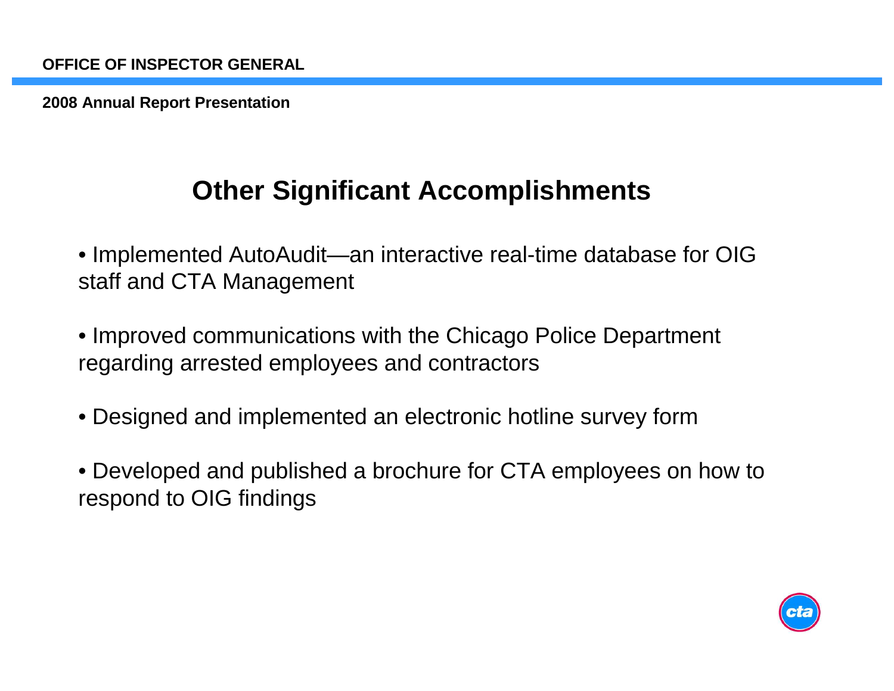# Other Significant Accomplishments

- Implemented AutoAudit—an interactive real-time database for OIG staff and CTA Management
- Improved communications with the Chicago Police Department regarding arrested employees and contractors
- Designed and implemented an electronic hotline survey form
- Developed and published a brochure for CTA employees on how to respond to OIG findings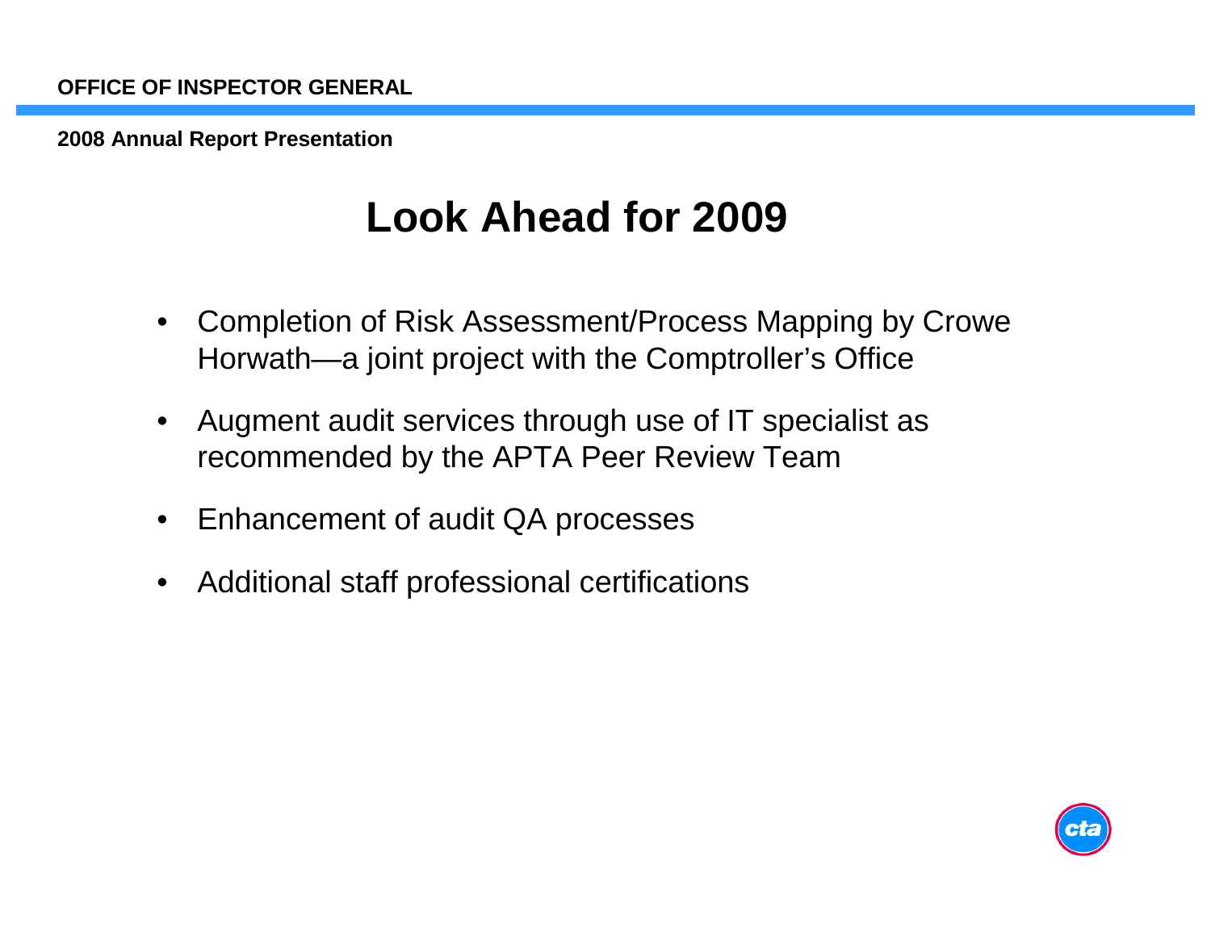# Look Ahead for 2009

- Completion of Risk Assessment/Process Mapping by Crowe Horwath—a joint project with the Comptroller's Office
- Augment audit services through use of IT specialist as recommended by the APTA Peer Review Team
- Enhancement of audit QA processes
- Additional staff professional certifications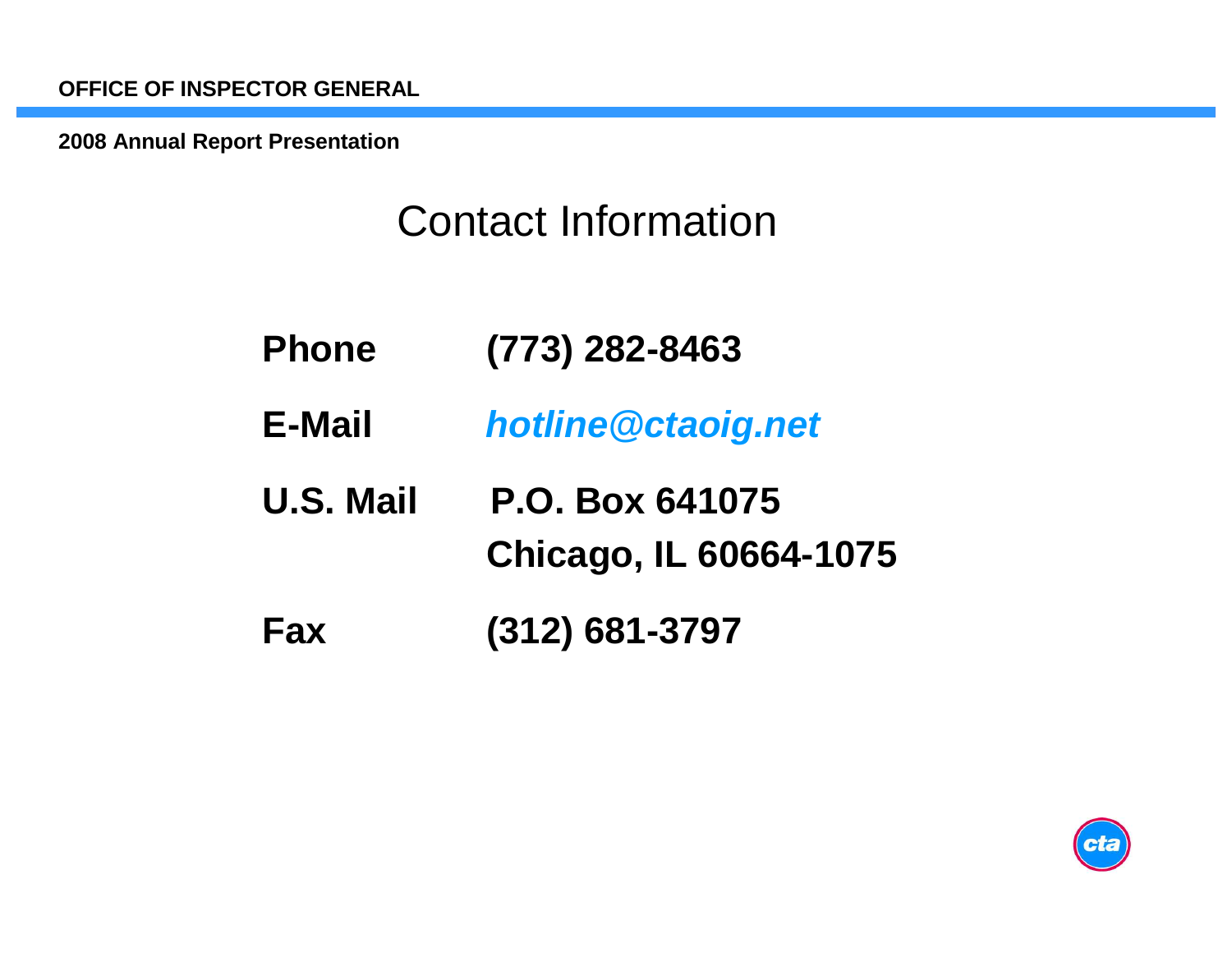# Contact Information

**Phone** **(773) 282-8463**

**E-Mail** ***hotline@ctaoig.net***

**U.S. Mail** **P.O. Box 641075**
**Chicago, IL 60664-1075**

**Fax** **(312) 681-3797**